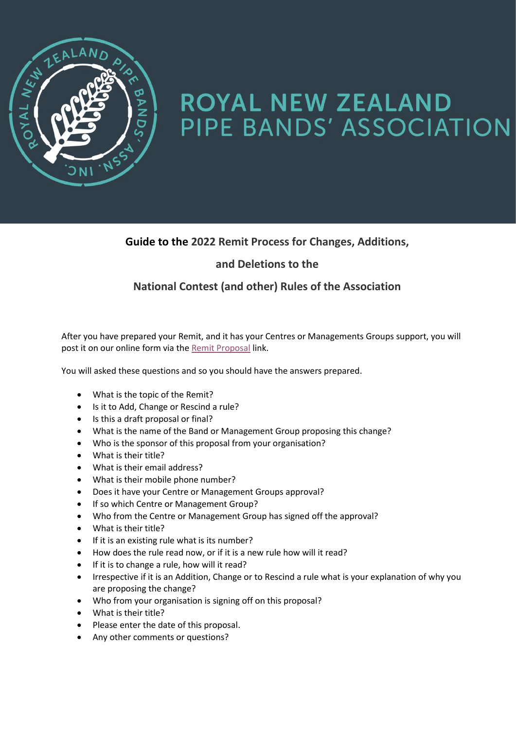# ROYAL NEW ZEALAND PIPE BANDS' ASSOCIATION

## Guide to the 2022 Remit Process for Changes, Additions, and Deletions to the National Contest (and other) Rules of the Association

After you have prepared your Remit, and it has your Centres or Managements Groups support, you will post it on our online form via the [Remit Proposal] link.

You will asked these questions and so you should have the answers prepared.

- What is the topic of the Remit?
- Is it to Add, Change or Rescind a rule?
- Is this a draft proposal or final?
- What is the name of the Band or Management Group proposing this change?
- Who is the sponsor of this proposal from your organisation?
- What is their title?
- What is their email address?
- What is their mobile phone number?
- Does it have your Centre or Management Groups approval?
- If so which Centre or Management Group?
- Who from the Centre or Management Group has signed off the approval?
- What is their title?
- If it is an existing rule what is its number?
- How does the rule read now, or if it is a new rule how will it read?
- If it is to change a rule, how will it read?
- Irrespective if it is an Addition, Change or to Rescind a rule what is your explanation of why you are proposing the change?
- Who from your organisation is signing off on this proposal?
- What is their title?
- Please enter the date of this proposal.
- Any other comments or questions?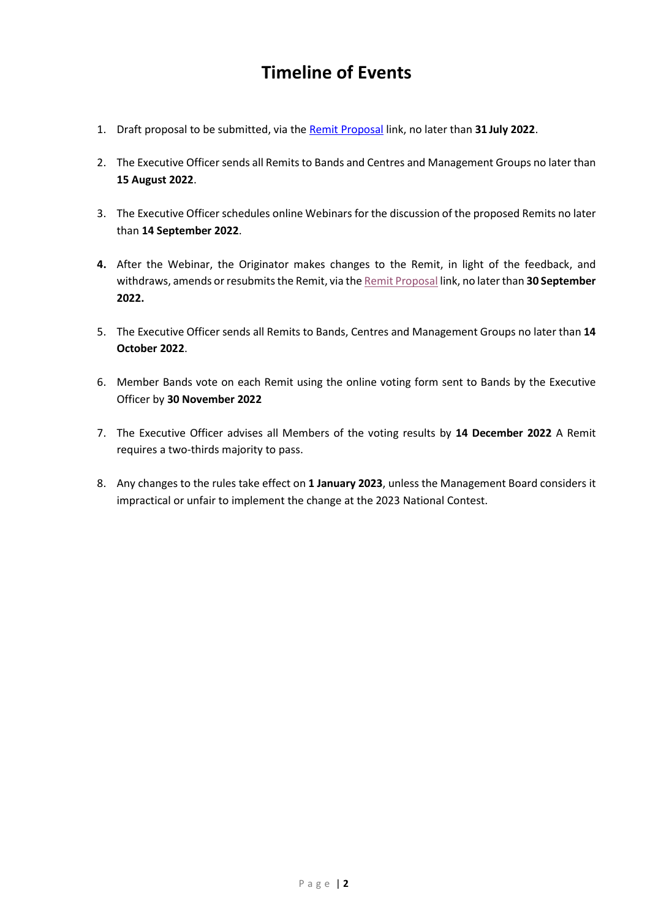# Timeline of Events

1. Draft proposal to be submitted, via the Remit Proposal link, no later than **31 July 2022**.

2. The Executive Officer sends all Remits to Bands and Centres and Management Groups no later than **15 August 2022**.

3. The Executive Officer schedules online Webinars for the discussion of the proposed Remits no later than **14 September 2022**.

4. After the Webinar, the Originator makes changes to the Remit, in light of the feedback, and withdraws, amends or resubmits the Remit, via the Remit Proposal link, no later than **30 September 2022.**

5. The Executive Officer sends all Remits to Bands, Centres and Management Groups no later than **14 October 2022**.

6. Member Bands vote on each Remit using the online voting form sent to Bands by the Executive Officer by **30 November 2022**

7. The Executive Officer advises all Members of the voting results by **14 December 2022** A Remit requires a two-thirds majority to pass.

8. Any changes to the rules take effect on **1 January 2023**, unless the Management Board considers it impractical or unfair to implement the change at the 2023 National Contest.